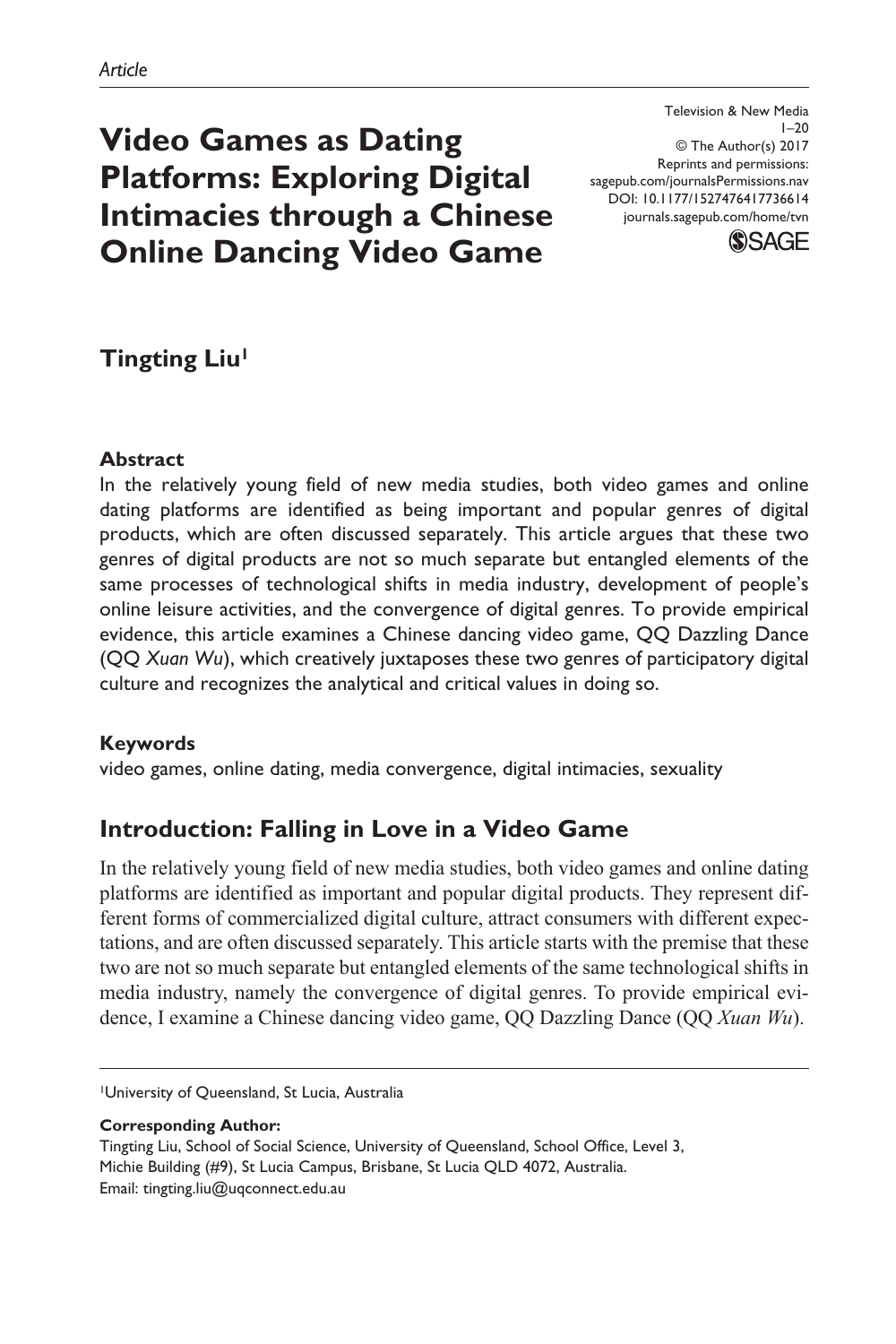*Article*

# Video Games as Dating Platforms: Exploring Digital Intimacies through a Chinese Online Dancing Video Game

Television & New Media
1–20
© The Author(s) 2017
Reprints and permissions:
sagepub.com/journalsPermissions.nav
DOI: 10.1177/1527476417736614
journals.sagepub.com/home/tvn

**Tingting Liu**[1]

### Abstract

In the relatively young field of new media studies, both video games and online dating platforms are identified as being important and popular genres of digital products, which are often discussed separately. This article argues that these two genres of digital products are not so much separate but entangled elements of the same processes of technological shifts in media industry, development of people's online leisure activities, and the convergence of digital genres. To provide empirical evidence, this article examines a Chinese dancing video game, QQ Dazzling Dance (QQ *Xuan Wu*), which creatively juxtaposes these two genres of participatory digital culture and recognizes the analytical and critical values in doing so.

### Keywords

video games, online dating, media convergence, digital intimacies, sexuality

## Introduction: Falling in Love in a Video Game

In the relatively young field of new media studies, both video games and online dating platforms are identified as important and popular digital products. They represent different forms of commercialized digital culture, attract consumers with different expectations, and are often discussed separately. This article starts with the premise that these two are not so much separate but entangled elements of the same technological shifts in media industry, namely the convergence of digital genres. To provide empirical evidence, I examine a Chinese dancing video game, QQ Dazzling Dance (QQ *Xuan Wu*).

[1]University of Queensland, St Lucia, Australia

**Corresponding Author:**
Tingting Liu, School of Social Science, University of Queensland, School Office, Level 3, Michie Building (#9), St Lucia Campus, Brisbane, St Lucia QLD 4072, Australia.
Email: tingting.liu@uqconnect.edu.au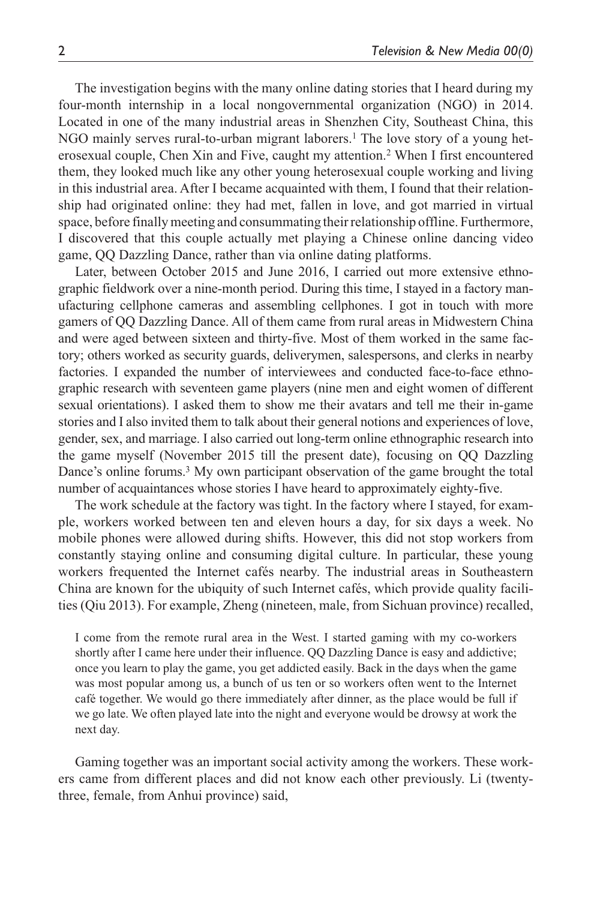The investigation begins with the many online dating stories that I heard during my four-month internship in a local nongovernmental organization (NGO) in 2014. Located in one of the many industrial areas in Shenzhen City, Southeast China, this NGO mainly serves rural-to-urban migrant laborers.[1] The love story of a young heterosexual couple, Chen Xin and Five, caught my attention.[2] When I first encountered them, they looked much like any other young heterosexual couple working and living in this industrial area. After I became acquainted with them, I found that their relationship had originated online: they had met, fallen in love, and got married in virtual space, before finally meeting and consummating their relationship offline. Furthermore, I discovered that this couple actually met playing a Chinese online dancing video game, QQ Dazzling Dance, rather than via online dating platforms.

Later, between October 2015 and June 2016, I carried out more extensive ethnographic fieldwork over a nine-month period. During this time, I stayed in a factory manufacturing cellphone cameras and assembling cellphones. I got in touch with more gamers of QQ Dazzling Dance. All of them came from rural areas in Midwestern China and were aged between sixteen and thirty-five. Most of them worked in the same factory; others worked as security guards, deliverymen, salespersons, and clerks in nearby factories. I expanded the number of interviewees and conducted face-to-face ethnographic research with seventeen game players (nine men and eight women of different sexual orientations). I asked them to show me their avatars and tell me their in-game stories and I also invited them to talk about their general notions and experiences of love, gender, sex, and marriage. I also carried out long-term online ethnographic research into the game myself (November 2015 till the present date), focusing on QQ Dazzling Dance's online forums.[3] My own participant observation of the game brought the total number of acquaintances whose stories I have heard to approximately eighty-five.

The work schedule at the factory was tight. In the factory where I stayed, for example, workers worked between ten and eleven hours a day, for six days a week. No mobile phones were allowed during shifts. However, this did not stop workers from constantly staying online and consuming digital culture. In particular, these young workers frequented the Internet cafés nearby. The industrial areas in Southeastern China are known for the ubiquity of such Internet cafés, which provide quality facilities (Qiu 2013). For example, Zheng (nineteen, male, from Sichuan province) recalled,

> I come from the remote rural area in the West. I started gaming with my co-workers shortly after I came here under their influence. QQ Dazzling Dance is easy and addictive; once you learn to play the game, you get addicted easily. Back in the days when the game was most popular among us, a bunch of us ten or so workers often went to the Internet café together. We would go there immediately after dinner, as the place would be full if we go late. We often played late into the night and everyone would be drowsy at work the next day.

Gaming together was an important social activity among the workers. These workers came from different places and did not know each other previously. Li (twenty-three, female, from Anhui province) said,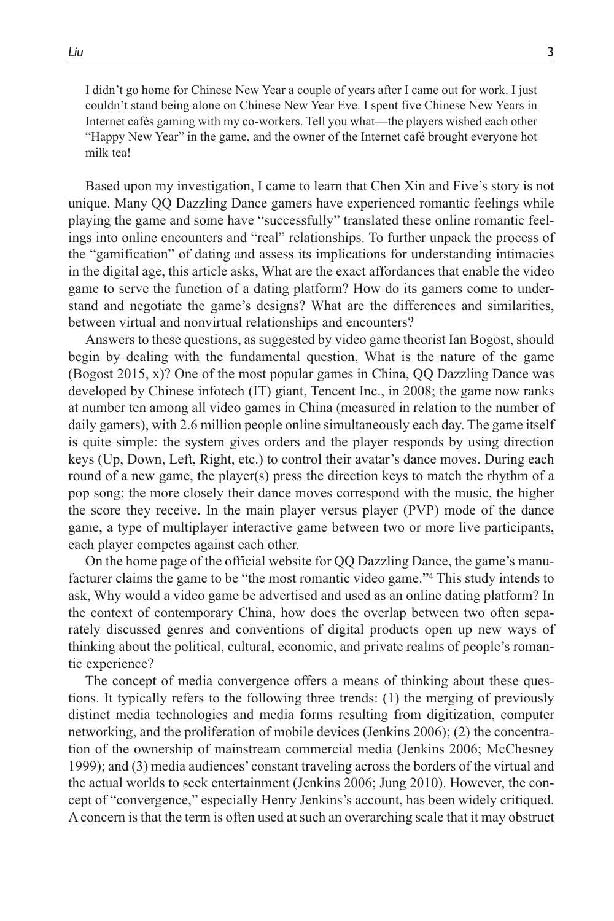> I didn't go home for Chinese New Year a couple of years after I came out for work. I just couldn't stand being alone on Chinese New Year Eve. I spent five Chinese New Years in Internet cafés gaming with my co-workers. Tell you what—the players wished each other "Happy New Year" in the game, and the owner of the Internet café brought everyone hot milk tea!

Based upon my investigation, I came to learn that Chen Xin and Five's story is not unique. Many QQ Dazzling Dance gamers have experienced romantic feelings while playing the game and some have "successfully" translated these online romantic feelings into online encounters and "real" relationships. To further unpack the process of the "gamification" of dating and assess its implications for understanding intimacies in the digital age, this article asks, What are the exact affordances that enable the video game to serve the function of a dating platform? How do its gamers come to understand and negotiate the game's designs? What are the differences and similarities, between virtual and nonvirtual relationships and encounters?

Answers to these questions, as suggested by video game theorist Ian Bogost, should begin by dealing with the fundamental question, What is the nature of the game (Bogost 2015, x)? One of the most popular games in China, QQ Dazzling Dance was developed by Chinese infotech (IT) giant, Tencent Inc., in 2008; the game now ranks at number ten among all video games in China (measured in relation to the number of daily gamers), with 2.6 million people online simultaneously each day. The game itself is quite simple: the system gives orders and the player responds by using direction keys (Up, Down, Left, Right, etc.) to control their avatar's dance moves. During each round of a new game, the player(s) press the direction keys to match the rhythm of a pop song; the more closely their dance moves correspond with the music, the higher the score they receive. In the main player versus player (PVP) mode of the dance game, a type of multiplayer interactive game between two or more live participants, each player competes against each other.

On the home page of the official website for QQ Dazzling Dance, the game's manufacturer claims the game to be "the most romantic video game."[4] This study intends to ask, Why would a video game be advertised and used as an online dating platform? In the context of contemporary China, how does the overlap between two often separately discussed genres and conventions of digital products open up new ways of thinking about the political, cultural, economic, and private realms of people's romantic experience?

The concept of media convergence offers a means of thinking about these questions. It typically refers to the following three trends: (1) the merging of previously distinct media technologies and media forms resulting from digitization, computer networking, and the proliferation of mobile devices (Jenkins 2006); (2) the concentration of the ownership of mainstream commercial media (Jenkins 2006; McChesney 1999); and (3) media audiences' constant traveling across the borders of the virtual and the actual worlds to seek entertainment (Jenkins 2006; Jung 2010). However, the concept of "convergence," especially Henry Jenkins's account, has been widely critiqued. A concern is that the term is often used at such an overarching scale that it may obstruct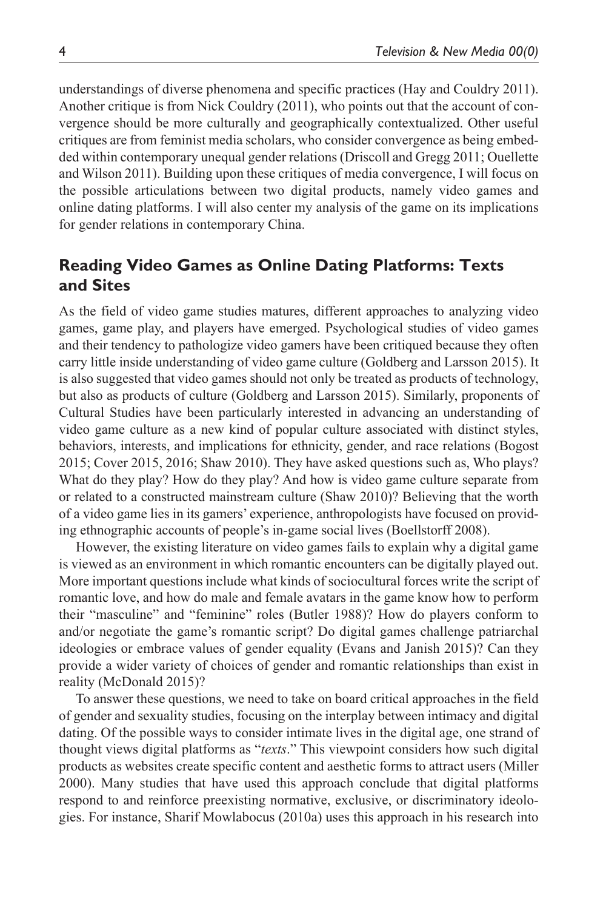understandings of diverse phenomena and specific practices (Hay and Couldry 2011). Another critique is from Nick Couldry (2011), who points out that the account of convergence should be more culturally and geographically contextualized. Other useful critiques are from feminist media scholars, who consider convergence as being embedded within contemporary unequal gender relations (Driscoll and Gregg 2011; Ouellette and Wilson 2011). Building upon these critiques of media convergence, I will focus on the possible articulations between two digital products, namely video games and online dating platforms. I will also center my analysis of the game on its implications for gender relations in contemporary China.

## Reading Video Games as Online Dating Platforms: Texts and Sites

As the field of video game studies matures, different approaches to analyzing video games, game play, and players have emerged. Psychological studies of video games and their tendency to pathologize video gamers have been critiqued because they often carry little inside understanding of video game culture (Goldberg and Larsson 2015). It is also suggested that video games should not only be treated as products of technology, but also as products of culture (Goldberg and Larsson 2015). Similarly, proponents of Cultural Studies have been particularly interested in advancing an understanding of video game culture as a new kind of popular culture associated with distinct styles, behaviors, interests, and implications for ethnicity, gender, and race relations (Bogost 2015; Cover 2015, 2016; Shaw 2010). They have asked questions such as, Who plays? What do they play? How do they play? And how is video game culture separate from or related to a constructed mainstream culture (Shaw 2010)? Believing that the worth of a video game lies in its gamers' experience, anthropologists have focused on providing ethnographic accounts of people's in-game social lives (Boellstorff 2008).

However, the existing literature on video games fails to explain why a digital game is viewed as an environment in which romantic encounters can be digitally played out. More important questions include what kinds of sociocultural forces write the script of romantic love, and how do male and female avatars in the game know how to perform their "masculine" and "feminine" roles (Butler 1988)? How do players conform to and/or negotiate the game's romantic script? Do digital games challenge patriarchal ideologies or embrace values of gender equality (Evans and Janish 2015)? Can they provide a wider variety of choices of gender and romantic relationships than exist in reality (McDonald 2015)?

To answer these questions, we need to take on board critical approaches in the field of gender and sexuality studies, focusing on the interplay between intimacy and digital dating. Of the possible ways to consider intimate lives in the digital age, one strand of thought views digital platforms as "*texts*." This viewpoint considers how such digital products as websites create specific content and aesthetic forms to attract users (Miller 2000). Many studies that have used this approach conclude that digital platforms respond to and reinforce preexisting normative, exclusive, or discriminatory ideologies. For instance, Sharif Mowlabocus (2010a) uses this approach in his research into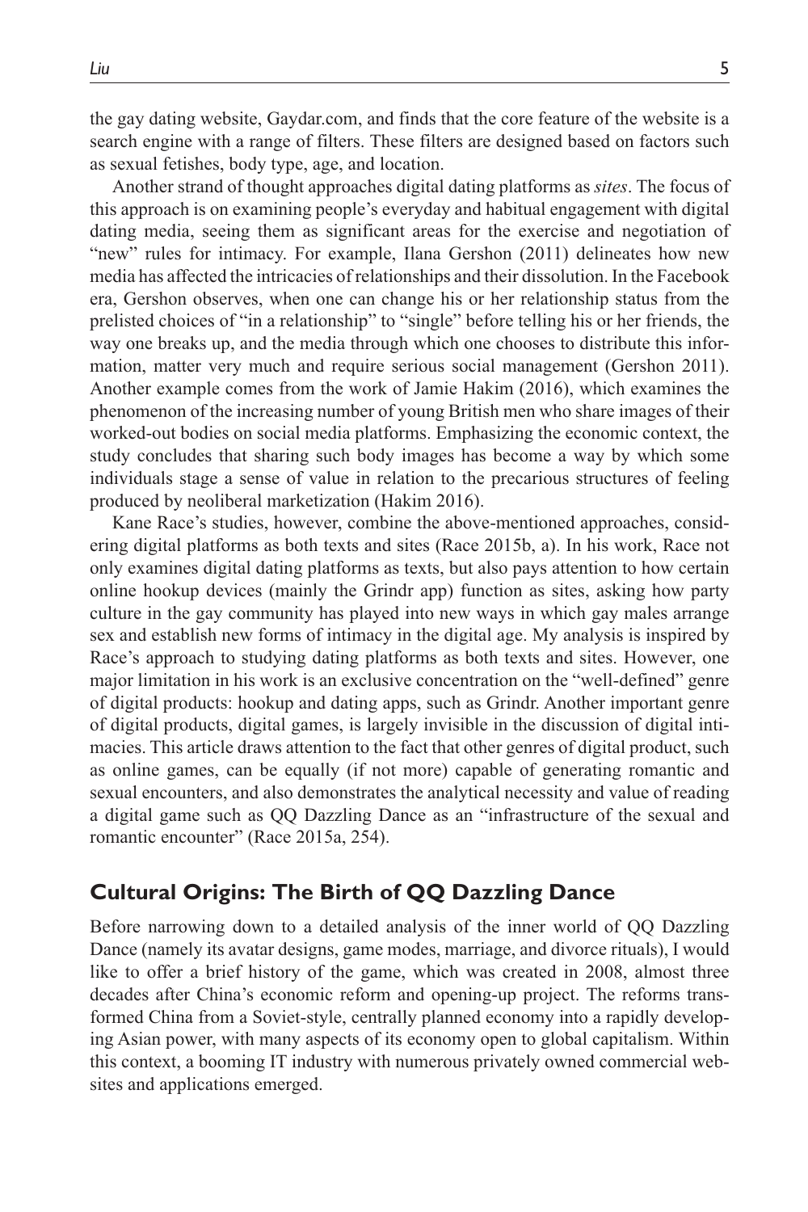the gay dating website, Gaydar.com, and finds that the core feature of the website is a search engine with a range of filters. These filters are designed based on factors such as sexual fetishes, body type, age, and location.

Another strand of thought approaches digital dating platforms as *sites*. The focus of this approach is on examining people's everyday and habitual engagement with digital dating media, seeing them as significant areas for the exercise and negotiation of "new" rules for intimacy. For example, Ilana Gershon (2011) delineates how new media has affected the intricacies of relationships and their dissolution. In the Facebook era, Gershon observes, when one can change his or her relationship status from the prelisted choices of "in a relationship" to "single" before telling his or her friends, the way one breaks up, and the media through which one chooses to distribute this information, matter very much and require serious social management (Gershon 2011). Another example comes from the work of Jamie Hakim (2016), which examines the phenomenon of the increasing number of young British men who share images of their worked-out bodies on social media platforms. Emphasizing the economic context, the study concludes that sharing such body images has become a way by which some individuals stage a sense of value in relation to the precarious structures of feeling produced by neoliberal marketization (Hakim 2016).

Kane Race's studies, however, combine the above-mentioned approaches, considering digital platforms as both texts and sites (Race 2015b, a). In his work, Race not only examines digital dating platforms as texts, but also pays attention to how certain online hookup devices (mainly the Grindr app) function as sites, asking how party culture in the gay community has played into new ways in which gay males arrange sex and establish new forms of intimacy in the digital age. My analysis is inspired by Race's approach to studying dating platforms as both texts and sites. However, one major limitation in his work is an exclusive concentration on the "well-defined" genre of digital products: hookup and dating apps, such as Grindr. Another important genre of digital products, digital games, is largely invisible in the discussion of digital intimacies. This article draws attention to the fact that other genres of digital product, such as online games, can be equally (if not more) capable of generating romantic and sexual encounters, and also demonstrates the analytical necessity and value of reading a digital game such as QQ Dazzling Dance as an "infrastructure of the sexual and romantic encounter" (Race 2015a, 254).

## Cultural Origins: The Birth of QQ Dazzling Dance

Before narrowing down to a detailed analysis of the inner world of QQ Dazzling Dance (namely its avatar designs, game modes, marriage, and divorce rituals), I would like to offer a brief history of the game, which was created in 2008, almost three decades after China's economic reform and opening-up project. The reforms transformed China from a Soviet-style, centrally planned economy into a rapidly developing Asian power, with many aspects of its economy open to global capitalism. Within this context, a booming IT industry with numerous privately owned commercial websites and applications emerged.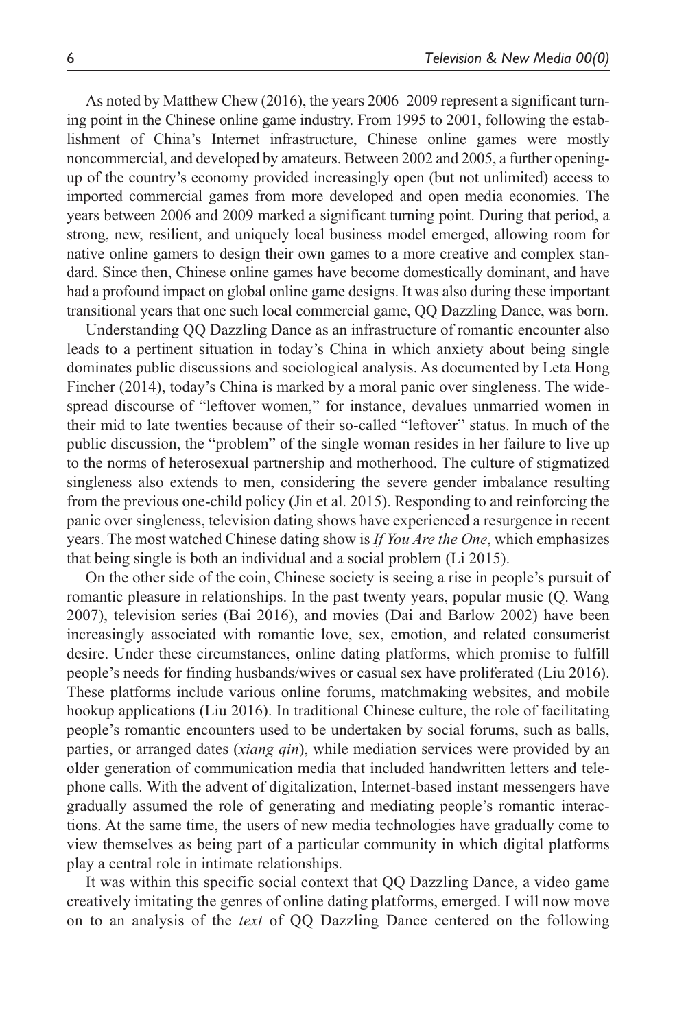As noted by Matthew Chew (2016), the years 2006–2009 represent a significant turning point in the Chinese online game industry. From 1995 to 2001, following the establishment of China's Internet infrastructure, Chinese online games were mostly noncommercial, and developed by amateurs. Between 2002 and 2005, a further opening-up of the country's economy provided increasingly open (but not unlimited) access to imported commercial games from more developed and open media economies. The years between 2006 and 2009 marked a significant turning point. During that period, a strong, new, resilient, and uniquely local business model emerged, allowing room for native online gamers to design their own games to a more creative and complex standard. Since then, Chinese online games have become domestically dominant, and have had a profound impact on global online game designs. It was also during these important transitional years that one such local commercial game, QQ Dazzling Dance, was born.

Understanding QQ Dazzling Dance as an infrastructure of romantic encounter also leads to a pertinent situation in today's China in which anxiety about being single dominates public discussions and sociological analysis. As documented by Leta Hong Fincher (2014), today's China is marked by a moral panic over singleness. The widespread discourse of "leftover women," for instance, devalues unmarried women in their mid to late twenties because of their so-called "leftover" status. In much of the public discussion, the "problem" of the single woman resides in her failure to live up to the norms of heterosexual partnership and motherhood. The culture of stigmatized singleness also extends to men, considering the severe gender imbalance resulting from the previous one-child policy (Jin et al. 2015). Responding to and reinforcing the panic over singleness, television dating shows have experienced a resurgence in recent years. The most watched Chinese dating show is *If You Are the One*, which emphasizes that being single is both an individual and a social problem (Li 2015).

On the other side of the coin, Chinese society is seeing a rise in people's pursuit of romantic pleasure in relationships. In the past twenty years, popular music (Q. Wang 2007), television series (Bai 2016), and movies (Dai and Barlow 2002) have been increasingly associated with romantic love, sex, emotion, and related consumerist desire. Under these circumstances, online dating platforms, which promise to fulfill people's needs for finding husbands/wives or casual sex have proliferated (Liu 2016). These platforms include various online forums, matchmaking websites, and mobile hookup applications (Liu 2016). In traditional Chinese culture, the role of facilitating people's romantic encounters used to be undertaken by social forums, such as balls, parties, or arranged dates (*xiang qin*), while mediation services were provided by an older generation of communication media that included handwritten letters and telephone calls. With the advent of digitalization, Internet-based instant messengers have gradually assumed the role of generating and mediating people's romantic interactions. At the same time, the users of new media technologies have gradually come to view themselves as being part of a particular community in which digital platforms play a central role in intimate relationships.

It was within this specific social context that QQ Dazzling Dance, a video game creatively imitating the genres of online dating platforms, emerged. I will now move on to an analysis of the *text* of QQ Dazzling Dance centered on the following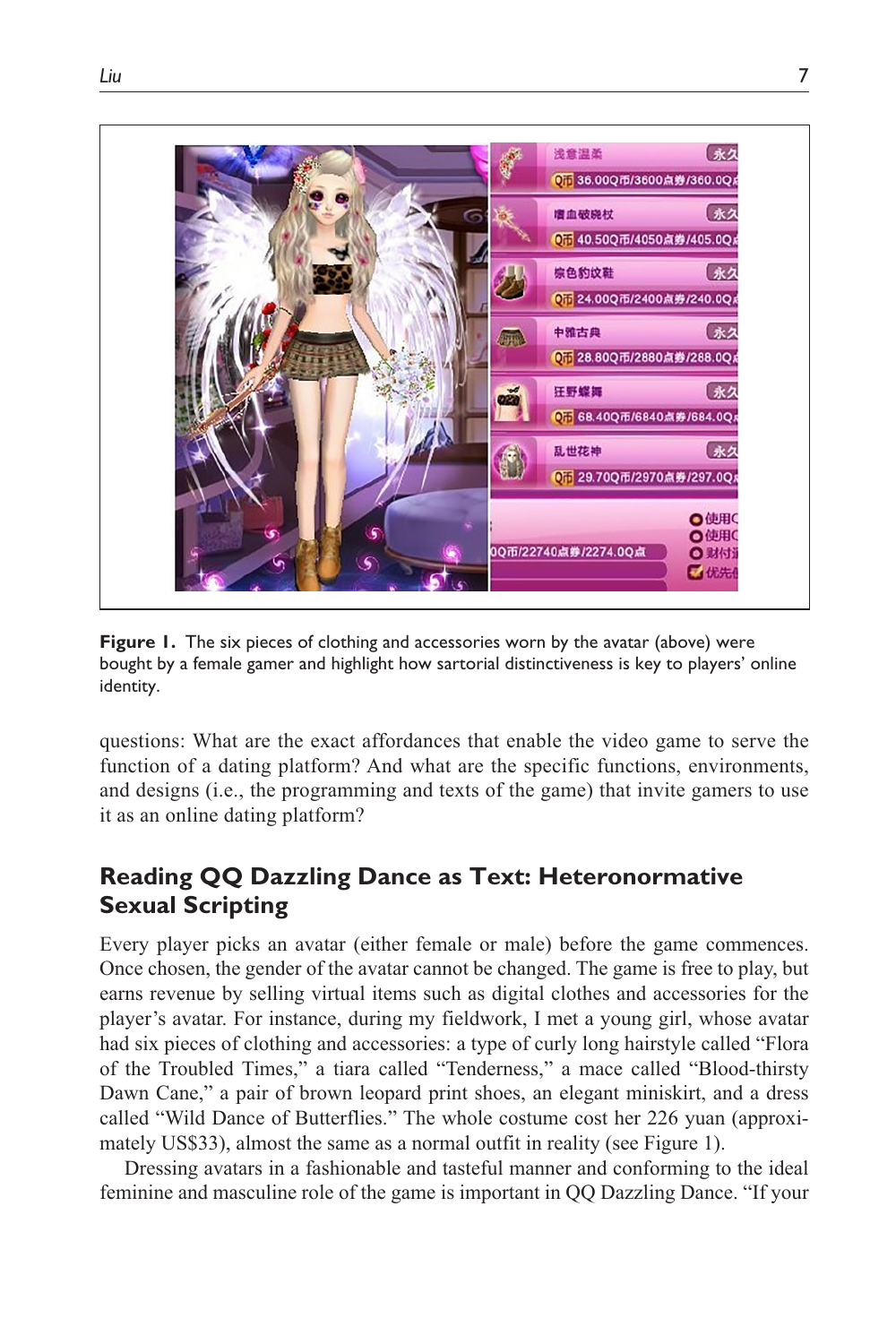Figure 1. The six pieces of clothing and accessories worn by the avatar (above) were bought by a female gamer and highlight how sartorial distinctiveness is key to players' online identity.

questions: What are the exact affordances that enable the video game to serve the function of a dating platform? And what are the specific functions, environments, and designs (i.e., the programming and texts of the game) that invite gamers to use it as an online dating platform?

## Reading QQ Dazzling Dance as Text: Heteronormative Sexual Scripting

Every player picks an avatar (either female or male) before the game commences. Once chosen, the gender of the avatar cannot be changed. The game is free to play, but earns revenue by selling virtual items such as digital clothes and accessories for the player's avatar. For instance, during my fieldwork, I met a young girl, whose avatar had six pieces of clothing and accessories: a type of curly long hairstyle called "Flora of the Troubled Times," a tiara called "Tenderness," a mace called "Blood-thirsty Dawn Cane," a pair of brown leopard print shoes, an elegant miniskirt, and a dress called "Wild Dance of Butterflies." The whole costume cost her 226 yuan (approximately US$33), almost the same as a normal outfit in reality (see Figure 1).

Dressing avatars in a fashionable and tasteful manner and conforming to the ideal feminine and masculine role of the game is important in QQ Dazzling Dance. "If your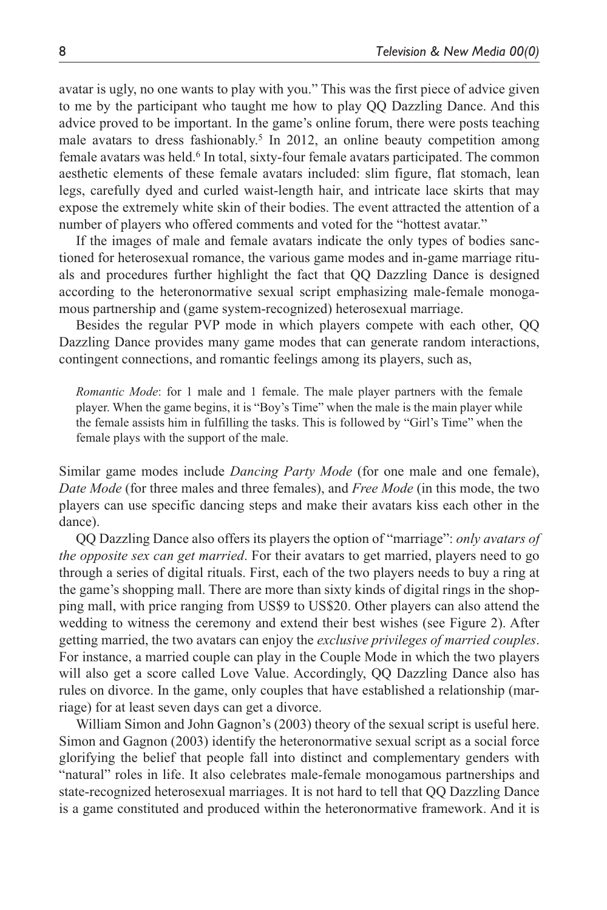avatar is ugly, no one wants to play with you." This was the first piece of advice given to me by the participant who taught me how to play QQ Dazzling Dance. And this advice proved to be important. In the game's online forum, there were posts teaching male avatars to dress fashionably.[5] In 2012, an online beauty competition among female avatars was held.[6] In total, sixty-four female avatars participated. The common aesthetic elements of these female avatars included: slim figure, flat stomach, lean legs, carefully dyed and curled waist-length hair, and intricate lace skirts that may expose the extremely white skin of their bodies. The event attracted the attention of a number of players who offered comments and voted for the "hottest avatar."

If the images of male and female avatars indicate the only types of bodies sanctioned for heterosexual romance, the various game modes and in-game marriage rituals and procedures further highlight the fact that QQ Dazzling Dance is designed according to the heteronormative sexual script emphasizing male-female monogamous partnership and (game system-recognized) heterosexual marriage.

Besides the regular PVP mode in which players compete with each other, QQ Dazzling Dance provides many game modes that can generate random interactions, contingent connections, and romantic feelings among its players, such as,

> *Romantic Mode*: for 1 male and 1 female. The male player partners with the female player. When the game begins, it is "Boy's Time" when the male is the main player while the female assists him in fulfilling the tasks. This is followed by "Girl's Time" when the female plays with the support of the male.

Similar game modes include *Dancing Party Mode* (for one male and one female), *Date Mode* (for three males and three females), and *Free Mode* (in this mode, the two players can use specific dancing steps and make their avatars kiss each other in the dance).

QQ Dazzling Dance also offers its players the option of "marriage": *only avatars of the opposite sex can get married*. For their avatars to get married, players need to go through a series of digital rituals. First, each of the two players needs to buy a ring at the game's shopping mall. There are more than sixty kinds of digital rings in the shopping mall, with price ranging from US$9 to US$20. Other players can also attend the wedding to witness the ceremony and extend their best wishes (see Figure 2). After getting married, the two avatars can enjoy the *exclusive privileges of married couples*. For instance, a married couple can play in the Couple Mode in which the two players will also get a score called Love Value. Accordingly, QQ Dazzling Dance also has rules on divorce. In the game, only couples that have established a relationship (marriage) for at least seven days can get a divorce.

William Simon and John Gagnon's (2003) theory of the sexual script is useful here. Simon and Gagnon (2003) identify the heteronormative sexual script as a social force glorifying the belief that people fall into distinct and complementary genders with "natural" roles in life. It also celebrates male-female monogamous partnerships and state-recognized heterosexual marriages. It is not hard to tell that QQ Dazzling Dance is a game constituted and produced within the heteronormative framework. And it is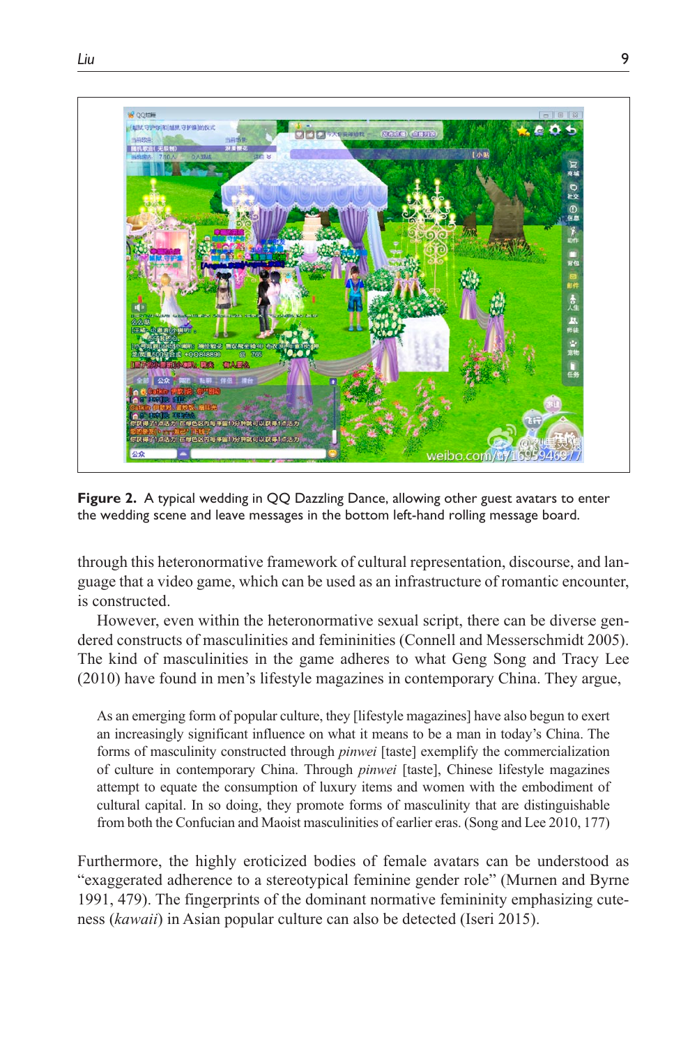**Figure 2.** A typical wedding in QQ Dazzling Dance, allowing other guest avatars to enter the wedding scene and leave messages in the bottom left-hand rolling message board.

through this heteronormative framework of cultural representation, discourse, and language that a video game, which can be used as an infrastructure of romantic encounter, is constructed.

However, even within the heteronormative sexual script, there can be diverse gendered constructs of masculinities and femininities (Connell and Messerschmidt 2005). The kind of masculinities in the game adheres to what Geng Song and Tracy Lee (2010) have found in men's lifestyle magazines in contemporary China. They argue,

> As an emerging form of popular culture, they [lifestyle magazines] have also begun to exert an increasingly significant influence on what it means to be a man in today's China. The forms of masculinity constructed through *pinwei* [taste] exemplify the commercialization of culture in contemporary China. Through *pinwei* [taste], Chinese lifestyle magazines attempt to equate the consumption of luxury items and women with the embodiment of cultural capital. In so doing, they promote forms of masculinity that are distinguishable from both the Confucian and Maoist masculinities of earlier eras. (Song and Lee 2010, 177)

Furthermore, the highly eroticized bodies of female avatars can be understood as "exaggerated adherence to a stereotypical feminine gender role" (Murnen and Byrne 1991, 479). The fingerprints of the dominant normative femininity emphasizing cuteness (*kawaii*) in Asian popular culture can also be detected (Iseri 2015).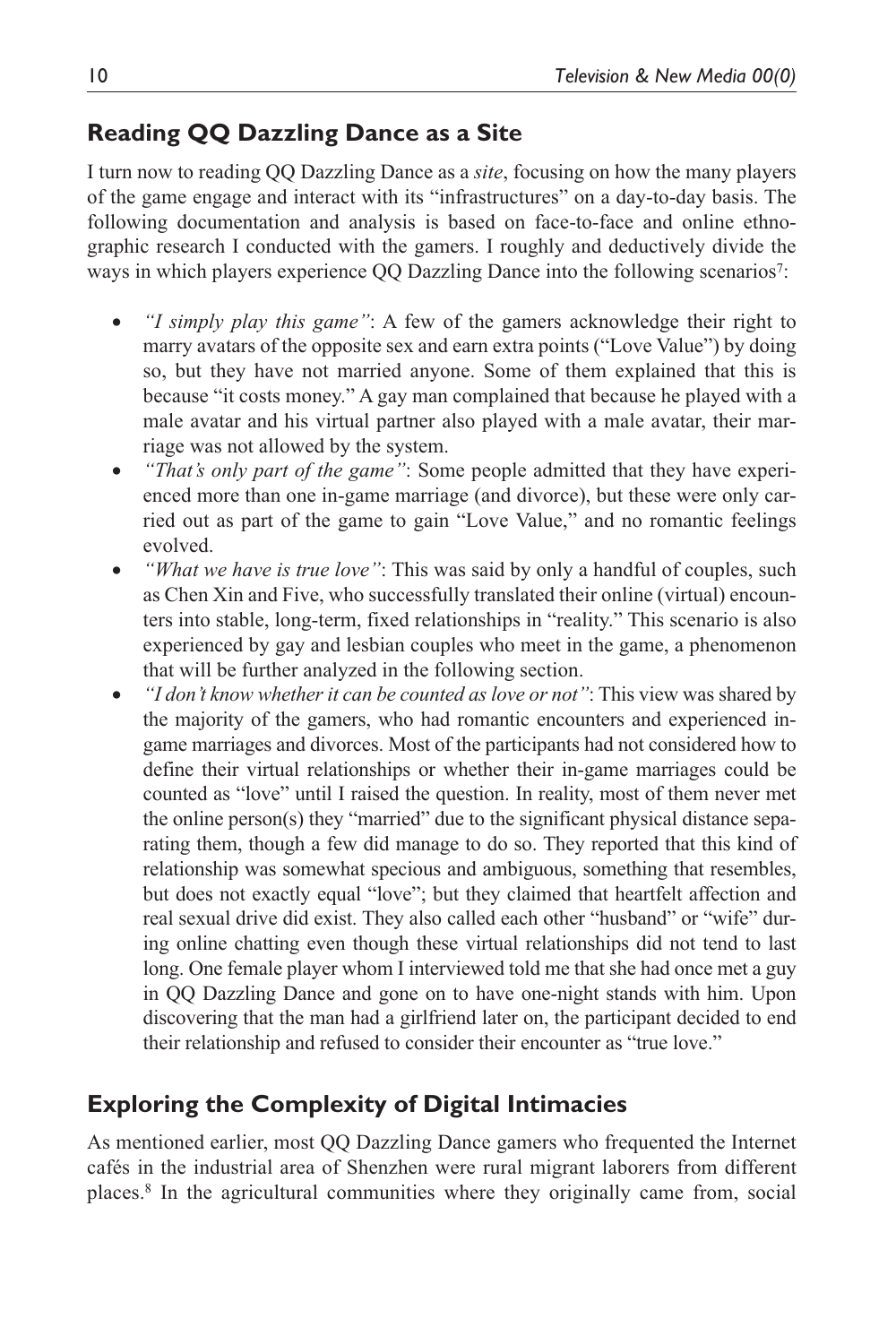## Reading QQ Dazzling Dance as a Site

I turn now to reading QQ Dazzling Dance as a *site*, focusing on how the many players of the game engage and interact with its "infrastructures" on a day-to-day basis. The following documentation and analysis is based on face-to-face and online ethnographic research I conducted with the gamers. I roughly and deductively divide the ways in which players experience QQ Dazzling Dance into the following scenarios[7]:

- *"I simply play this game"*: A few of the gamers acknowledge their right to marry avatars of the opposite sex and earn extra points ("Love Value") by doing so, but they have not married anyone. Some of them explained that this is because "it costs money." A gay man complained that because he played with a male avatar and his virtual partner also played with a male avatar, their marriage was not allowed by the system.
- *"That's only part of the game"*: Some people admitted that they have experienced more than one in-game marriage (and divorce), but these were only carried out as part of the game to gain "Love Value," and no romantic feelings evolved.
- *"What we have is true love"*: This was said by only a handful of couples, such as Chen Xin and Five, who successfully translated their online (virtual) encounters into stable, long-term, fixed relationships in "reality." This scenario is also experienced by gay and lesbian couples who meet in the game, a phenomenon that will be further analyzed in the following section.
- *"I don't know whether it can be counted as love or not"*: This view was shared by the majority of the gamers, who had romantic encounters and experienced in-game marriages and divorces. Most of the participants had not considered how to define their virtual relationships or whether their in-game marriages could be counted as "love" until I raised the question. In reality, most of them never met the online person(s) they "married" due to the significant physical distance separating them, though a few did manage to do so. They reported that this kind of relationship was somewhat specious and ambiguous, something that resembles, but does not exactly equal "love"; but they claimed that heartfelt affection and real sexual drive did exist. They also called each other "husband" or "wife" during online chatting even though these virtual relationships did not tend to last long. One female player whom I interviewed told me that she had once met a guy in QQ Dazzling Dance and gone on to have one-night stands with him. Upon discovering that the man had a girlfriend later on, the participant decided to end their relationship and refused to consider their encounter as "true love."

## Exploring the Complexity of Digital Intimacies

As mentioned earlier, most QQ Dazzling Dance gamers who frequented the Internet cafés in the industrial area of Shenzhen were rural migrant laborers from different places.[8] In the agricultural communities where they originally came from, social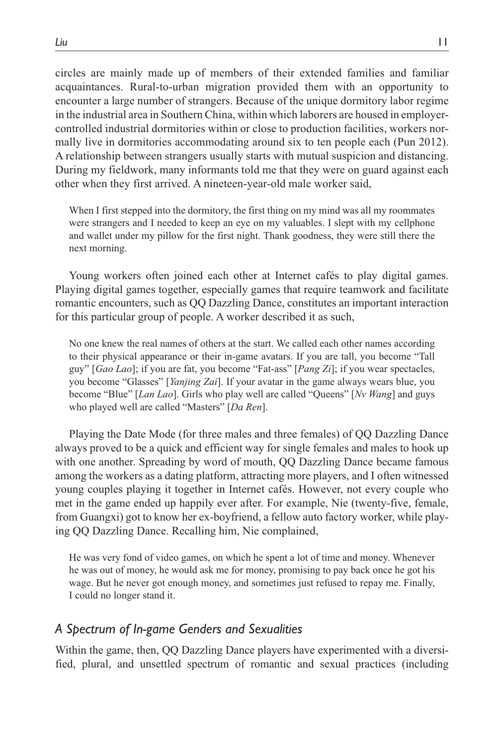circles are mainly made up of members of their extended families and familiar acquaintances. Rural-to-urban migration provided them with an opportunity to encounter a large number of strangers. Because of the unique dormitory labor regime in the industrial area in Southern China, within which laborers are housed in employer-controlled industrial dormitories within or close to production facilities, workers normally live in dormitories accommodating around six to ten people each (Pun 2012). A relationship between strangers usually starts with mutual suspicion and distancing. During my fieldwork, many informants told me that they were on guard against each other when they first arrived. A nineteen-year-old male worker said,

> When I first stepped into the dormitory, the first thing on my mind was all my roommates were strangers and I needed to keep an eye on my valuables. I slept with my cellphone and wallet under my pillow for the first night. Thank goodness, they were still there the next morning.

Young workers often joined each other at Internet cafés to play digital games. Playing digital games together, especially games that require teamwork and facilitate romantic encounters, such as QQ Dazzling Dance, constitutes an important interaction for this particular group of people. A worker described it as such,

> No one knew the real names of others at the start. We called each other names according to their physical appearance or their in-game avatars. If you are tall, you become "Tall guy" [*Gao Lao*]; if you are fat, you become "Fat-ass" [*Pang Zi*]; if you wear spectacles, you become "Glasses" [*Yanjing Zai*]. If your avatar in the game always wears blue, you become "Blue" [*Lan Lao*]. Girls who play well are called "Queens" [*Nv Wang*] and guys who played well are called "Masters" [*Da Ren*].

Playing the Date Mode (for three males and three females) of QQ Dazzling Dance always proved to be a quick and efficient way for single females and males to hook up with one another. Spreading by word of mouth, QQ Dazzling Dance became famous among the workers as a dating platform, attracting more players, and I often witnessed young couples playing it together in Internet cafés. However, not every couple who met in the game ended up happily ever after. For example, Nie (twenty-five, female, from Guangxi) got to know her ex-boyfriend, a fellow auto factory worker, while playing QQ Dazzling Dance. Recalling him, Nie complained,

> He was very fond of video games, on which he spent a lot of time and money. Whenever he was out of money, he would ask me for money, promising to pay back once he got his wage. But he never got enough money, and sometimes just refused to repay me. Finally, I could no longer stand it.

### *A Spectrum of In-game Genders and Sexualities*

Within the game, then, QQ Dazzling Dance players have experimented with a diversified, plural, and unsettled spectrum of romantic and sexual practices (including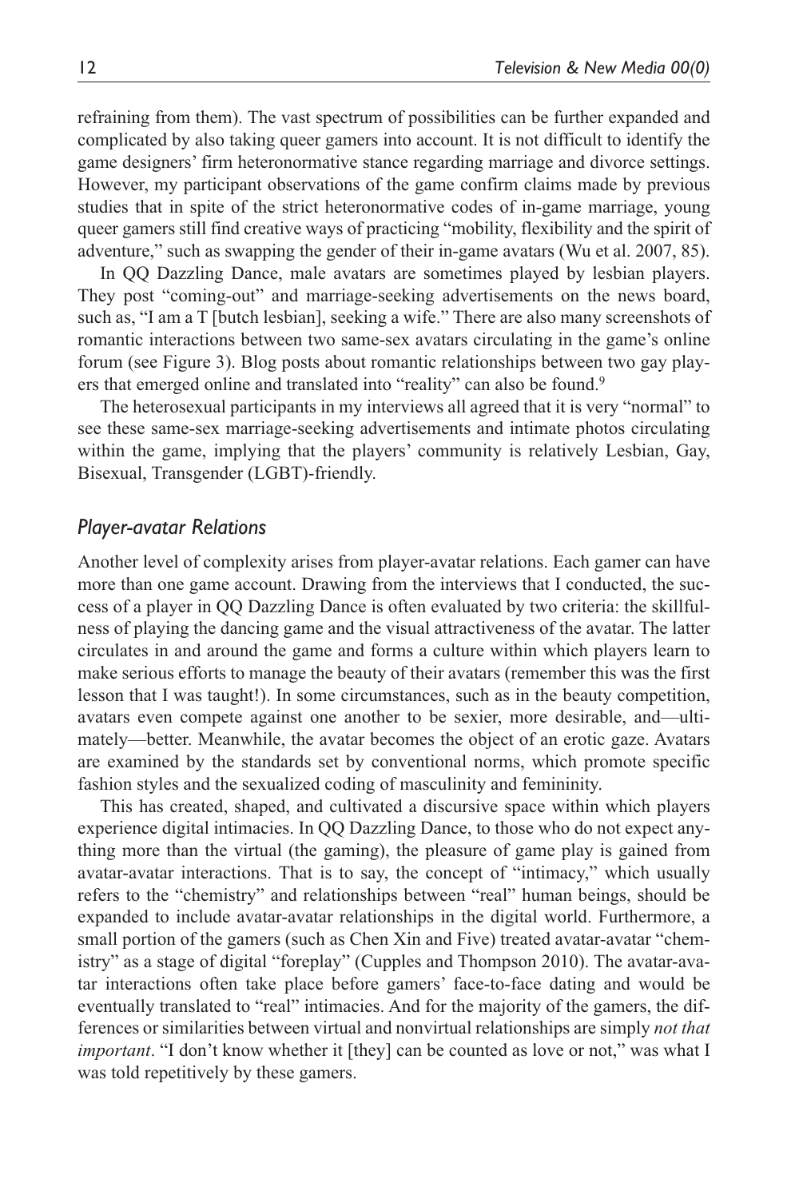refraining from them). The vast spectrum of possibilities can be further expanded and complicated by also taking queer gamers into account. It is not difficult to identify the game designers' firm heteronormative stance regarding marriage and divorce settings. However, my participant observations of the game confirm claims made by previous studies that in spite of the strict heteronormative codes of in-game marriage, young queer gamers still find creative ways of practicing "mobility, flexibility and the spirit of adventure," such as swapping the gender of their in-game avatars (Wu et al. 2007, 85).

In QQ Dazzling Dance, male avatars are sometimes played by lesbian players. They post "coming-out" and marriage-seeking advertisements on the news board, such as, "I am a T [butch lesbian], seeking a wife." There are also many screenshots of romantic interactions between two same-sex avatars circulating in the game's online forum (see Figure 3). Blog posts about romantic relationships between two gay players that emerged online and translated into "reality" can also be found.[9]

The heterosexual participants in my interviews all agreed that it is very "normal" to see these same-sex marriage-seeking advertisements and intimate photos circulating within the game, implying that the players' community is relatively Lesbian, Gay, Bisexual, Transgender (LGBT)-friendly.

## *Player-avatar Relations*

Another level of complexity arises from player-avatar relations. Each gamer can have more than one game account. Drawing from the interviews that I conducted, the success of a player in QQ Dazzling Dance is often evaluated by two criteria: the skillfulness of playing the dancing game and the visual attractiveness of the avatar. The latter circulates in and around the game and forms a culture within which players learn to make serious efforts to manage the beauty of their avatars (remember this was the first lesson that I was taught!). In some circumstances, such as in the beauty competition, avatars even compete against one another to be sexier, more desirable, and—ultimately—better. Meanwhile, the avatar becomes the object of an erotic gaze. Avatars are examined by the standards set by conventional norms, which promote specific fashion styles and the sexualized coding of masculinity and femininity.

This has created, shaped, and cultivated a discursive space within which players experience digital intimacies. In QQ Dazzling Dance, to those who do not expect anything more than the virtual (the gaming), the pleasure of game play is gained from avatar-avatar interactions. That is to say, the concept of "intimacy," which usually refers to the "chemistry" and relationships between "real" human beings, should be expanded to include avatar-avatar relationships in the digital world. Furthermore, a small portion of the gamers (such as Chen Xin and Five) treated avatar-avatar "chemistry" as a stage of digital "foreplay" (Cupples and Thompson 2010). The avatar-avatar interactions often take place before gamers' face-to-face dating and would be eventually translated to "real" intimacies. And for the majority of the gamers, the differences or similarities between virtual and nonvirtual relationships are simply *not that important*. "I don't know whether it [they] can be counted as love or not," was what I was told repetitively by these gamers.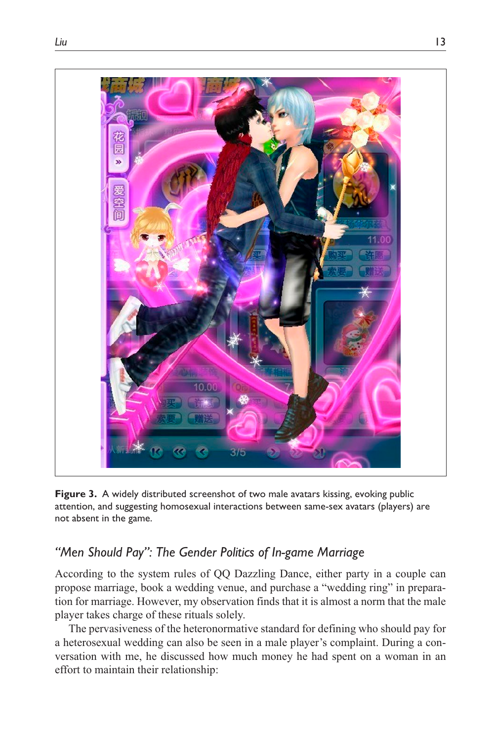**Figure 3.** A widely distributed screenshot of two male avatars kissing, evoking public attention, and suggesting homosexual interactions between same-sex avatars (players) are not absent in the game.

## *"Men Should Pay": The Gender Politics of In-game Marriage*

According to the system rules of QQ Dazzling Dance, either party in a couple can propose marriage, book a wedding venue, and purchase a "wedding ring" in preparation for marriage. However, my observation finds that it is almost a norm that the male player takes charge of these rituals solely.

The pervasiveness of the heteronormative standard for defining who should pay for a heterosexual wedding can also be seen in a male player's complaint. During a conversation with me, he discussed how much money he had spent on a woman in an effort to maintain their relationship: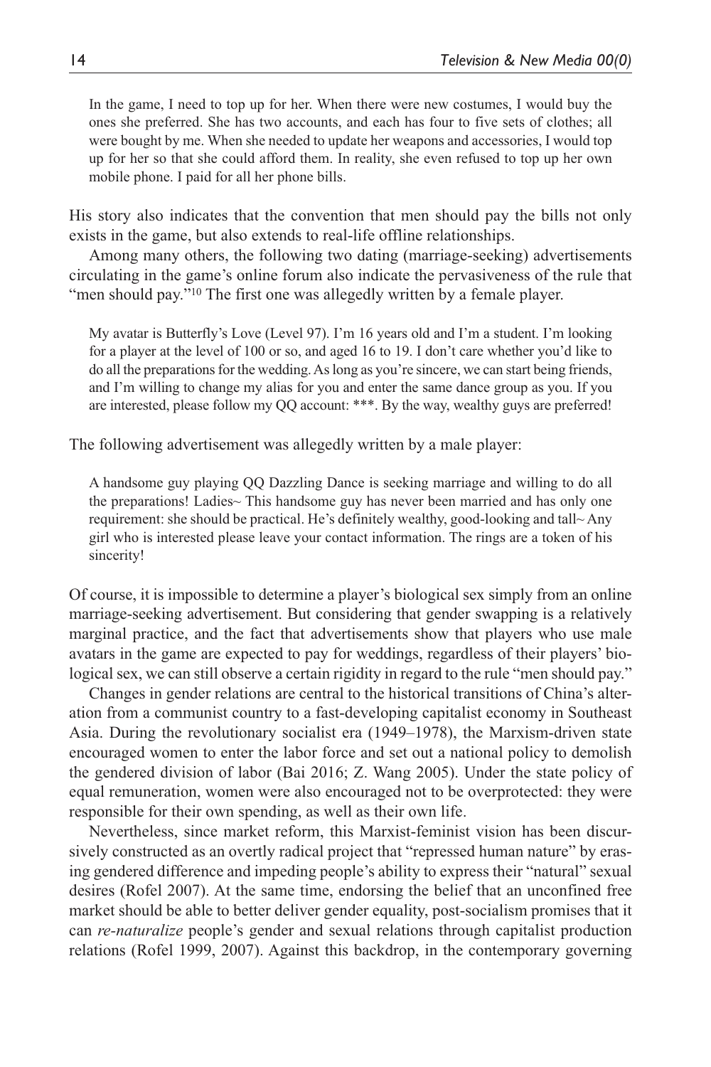> In the game, I need to top up for her. When there were new costumes, I would buy the ones she preferred. She has two accounts, and each has four to five sets of clothes; all were bought by me. When she needed to update her weapons and accessories, I would top up for her so that she could afford them. In reality, she even refused to top up her own mobile phone. I paid for all her phone bills.

His story also indicates that the convention that men should pay the bills not only exists in the game, but also extends to real-life offline relationships.

Among many others, the following two dating (marriage-seeking) advertisements circulating in the game's online forum also indicate the pervasiveness of the rule that "men should pay."[10] The first one was allegedly written by a female player.

> My avatar is Butterfly's Love (Level 97). I'm 16 years old and I'm a student. I'm looking for a player at the level of 100 or so, and aged 16 to 19. I don't care whether you'd like to do all the preparations for the wedding. As long as you're sincere, we can start being friends, and I'm willing to change my alias for you and enter the same dance group as you. If you are interested, please follow my QQ account: ***. By the way, wealthy guys are preferred!

The following advertisement was allegedly written by a male player:

> A handsome guy playing QQ Dazzling Dance is seeking marriage and willing to do all the preparations! Ladies~ This handsome guy has never been married and has only one requirement: she should be practical. He's definitely wealthy, good-looking and tall~ Any girl who is interested please leave your contact information. The rings are a token of his sincerity!

Of course, it is impossible to determine a player's biological sex simply from an online marriage-seeking advertisement. But considering that gender swapping is a relatively marginal practice, and the fact that advertisements show that players who use male avatars in the game are expected to pay for weddings, regardless of their players' biological sex, we can still observe a certain rigidity in regard to the rule "men should pay."

Changes in gender relations are central to the historical transitions of China's alteration from a communist country to a fast-developing capitalist economy in Southeast Asia. During the revolutionary socialist era (1949–1978), the Marxism-driven state encouraged women to enter the labor force and set out a national policy to demolish the gendered division of labor (Bai 2016; Z. Wang 2005). Under the state policy of equal remuneration, women were also encouraged not to be overprotected: they were responsible for their own spending, as well as their own life.

Nevertheless, since market reform, this Marxist-feminist vision has been discursively constructed as an overtly radical project that "repressed human nature" by erasing gendered difference and impeding people's ability to express their "natural" sexual desires (Rofel 2007). At the same time, endorsing the belief that an unconfined free market should be able to better deliver gender equality, post-socialism promises that it can *re-naturalize* people's gender and sexual relations through capitalist production relations (Rofel 1999, 2007). Against this backdrop, in the contemporary governing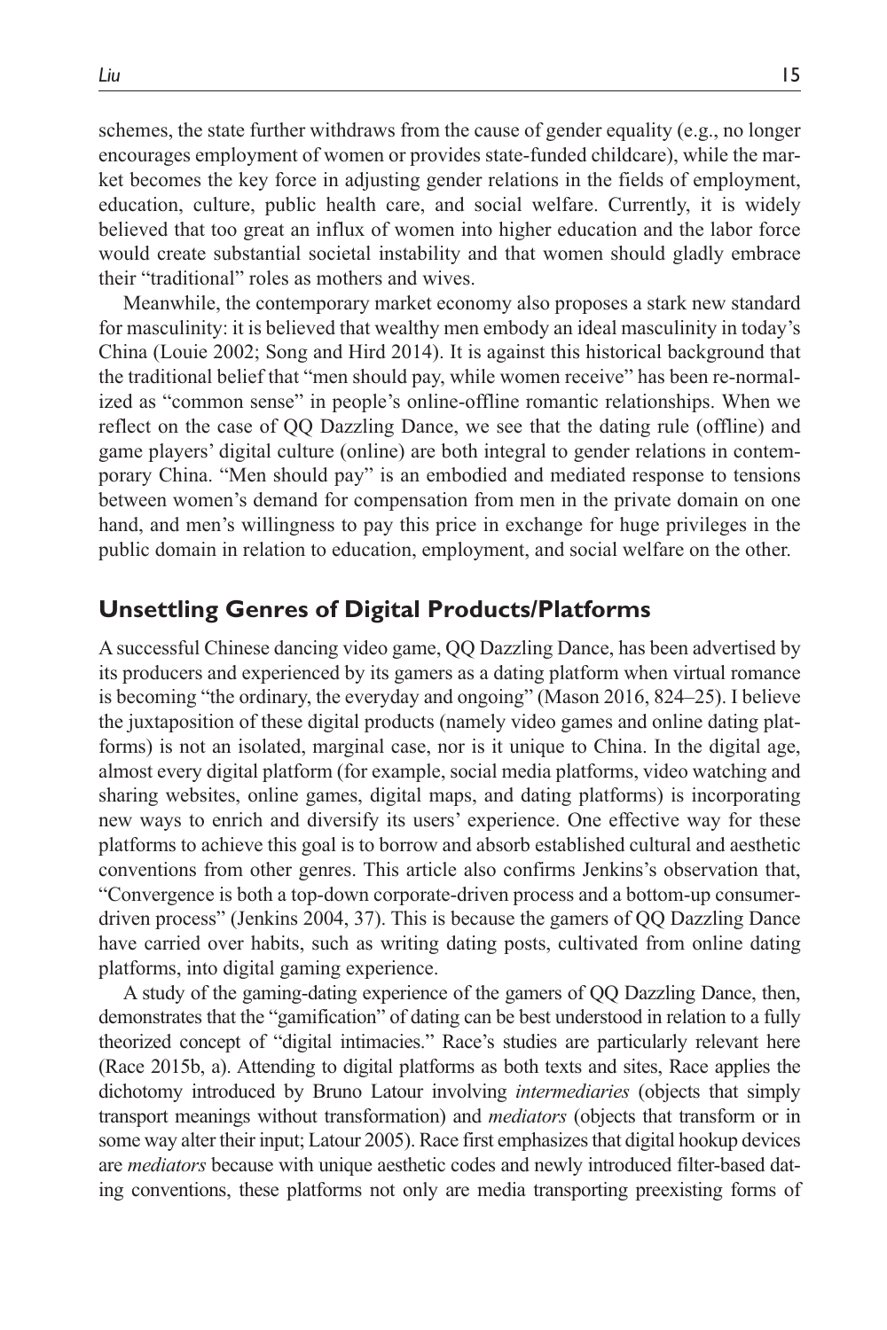schemes, the state further withdraws from the cause of gender equality (e.g., no longer encourages employment of women or provides state-funded childcare), while the market becomes the key force in adjusting gender relations in the fields of employment, education, culture, public health care, and social welfare. Currently, it is widely believed that too great an influx of women into higher education and the labor force would create substantial societal instability and that women should gladly embrace their "traditional" roles as mothers and wives.

Meanwhile, the contemporary market economy also proposes a stark new standard for masculinity: it is believed that wealthy men embody an ideal masculinity in today's China (Louie 2002; Song and Hird 2014). It is against this historical background that the traditional belief that "men should pay, while women receive" has been re-normalized as "common sense" in people's online-offline romantic relationships. When we reflect on the case of QQ Dazzling Dance, we see that the dating rule (offline) and game players' digital culture (online) are both integral to gender relations in contemporary China. "Men should pay" is an embodied and mediated response to tensions between women's demand for compensation from men in the private domain on one hand, and men's willingness to pay this price in exchange for huge privileges in the public domain in relation to education, employment, and social welfare on the other.

## Unsettling Genres of Digital Products/Platforms

A successful Chinese dancing video game, QQ Dazzling Dance, has been advertised by its producers and experienced by its gamers as a dating platform when virtual romance is becoming "the ordinary, the everyday and ongoing" (Mason 2016, 824–25). I believe the juxtaposition of these digital products (namely video games and online dating platforms) is not an isolated, marginal case, nor is it unique to China. In the digital age, almost every digital platform (for example, social media platforms, video watching and sharing websites, online games, digital maps, and dating platforms) is incorporating new ways to enrich and diversify its users' experience. One effective way for these platforms to achieve this goal is to borrow and absorb established cultural and aesthetic conventions from other genres. This article also confirms Jenkins's observation that, "Convergence is both a top-down corporate-driven process and a bottom-up consumer-driven process" (Jenkins 2004, 37). This is because the gamers of QQ Dazzling Dance have carried over habits, such as writing dating posts, cultivated from online dating platforms, into digital gaming experience.

A study of the gaming-dating experience of the gamers of QQ Dazzling Dance, then, demonstrates that the "gamification" of dating can be best understood in relation to a fully theorized concept of "digital intimacies." Race's studies are particularly relevant here (Race 2015b, a). Attending to digital platforms as both texts and sites, Race applies the dichotomy introduced by Bruno Latour involving *intermediaries* (objects that simply transport meanings without transformation) and *mediators* (objects that transform or in some way alter their input; Latour 2005). Race first emphasizes that digital hookup devices are *mediators* because with unique aesthetic codes and newly introduced filter-based dating conventions, these platforms not only are media transporting preexisting forms of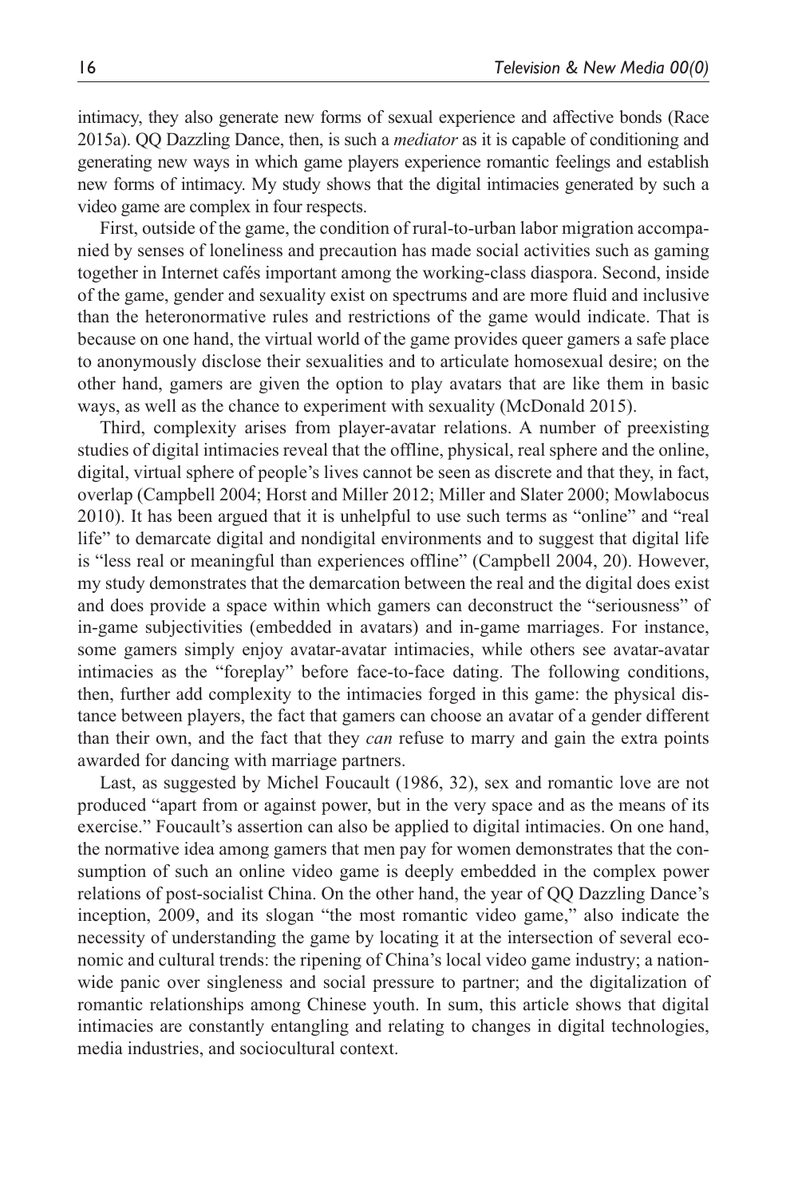intimacy, they also generate new forms of sexual experience and affective bonds (Race 2015a). QQ Dazzling Dance, then, is such a *mediator* as it is capable of conditioning and generating new ways in which game players experience romantic feelings and establish new forms of intimacy. My study shows that the digital intimacies generated by such a video game are complex in four respects.

First, outside of the game, the condition of rural-to-urban labor migration accompanied by senses of loneliness and precaution has made social activities such as gaming together in Internet cafés important among the working-class diaspora. Second, inside of the game, gender and sexuality exist on spectrums and are more fluid and inclusive than the heteronormative rules and restrictions of the game would indicate. That is because on one hand, the virtual world of the game provides queer gamers a safe place to anonymously disclose their sexualities and to articulate homosexual desire; on the other hand, gamers are given the option to play avatars that are like them in basic ways, as well as the chance to experiment with sexuality (McDonald 2015).

Third, complexity arises from player-avatar relations. A number of preexisting studies of digital intimacies reveal that the offline, physical, real sphere and the online, digital, virtual sphere of people's lives cannot be seen as discrete and that they, in fact, overlap (Campbell 2004; Horst and Miller 2012; Miller and Slater 2000; Mowlabocus 2010). It has been argued that it is unhelpful to use such terms as "online" and "real life" to demarcate digital and nondigital environments and to suggest that digital life is "less real or meaningful than experiences offline" (Campbell 2004, 20). However, my study demonstrates that the demarcation between the real and the digital does exist and does provide a space within which gamers can deconstruct the "seriousness" of in-game subjectivities (embedded in avatars) and in-game marriages. For instance, some gamers simply enjoy avatar-avatar intimacies, while others see avatar-avatar intimacies as the "foreplay" before face-to-face dating. The following conditions, then, further add complexity to the intimacies forged in this game: the physical distance between players, the fact that gamers can choose an avatar of a gender different than their own, and the fact that they *can* refuse to marry and gain the extra points awarded for dancing with marriage partners.

Last, as suggested by Michel Foucault (1986, 32), sex and romantic love are not produced "apart from or against power, but in the very space and as the means of its exercise." Foucault's assertion can also be applied to digital intimacies. On one hand, the normative idea among gamers that men pay for women demonstrates that the consumption of such an online video game is deeply embedded in the complex power relations of post-socialist China. On the other hand, the year of QQ Dazzling Dance's inception, 2009, and its slogan "the most romantic video game," also indicate the necessity of understanding the game by locating it at the intersection of several economic and cultural trends: the ripening of China's local video game industry; a nationwide panic over singleness and social pressure to partner; and the digitalization of romantic relationships among Chinese youth. In sum, this article shows that digital intimacies are constantly entangling and relating to changes in digital technologies, media industries, and sociocultural context.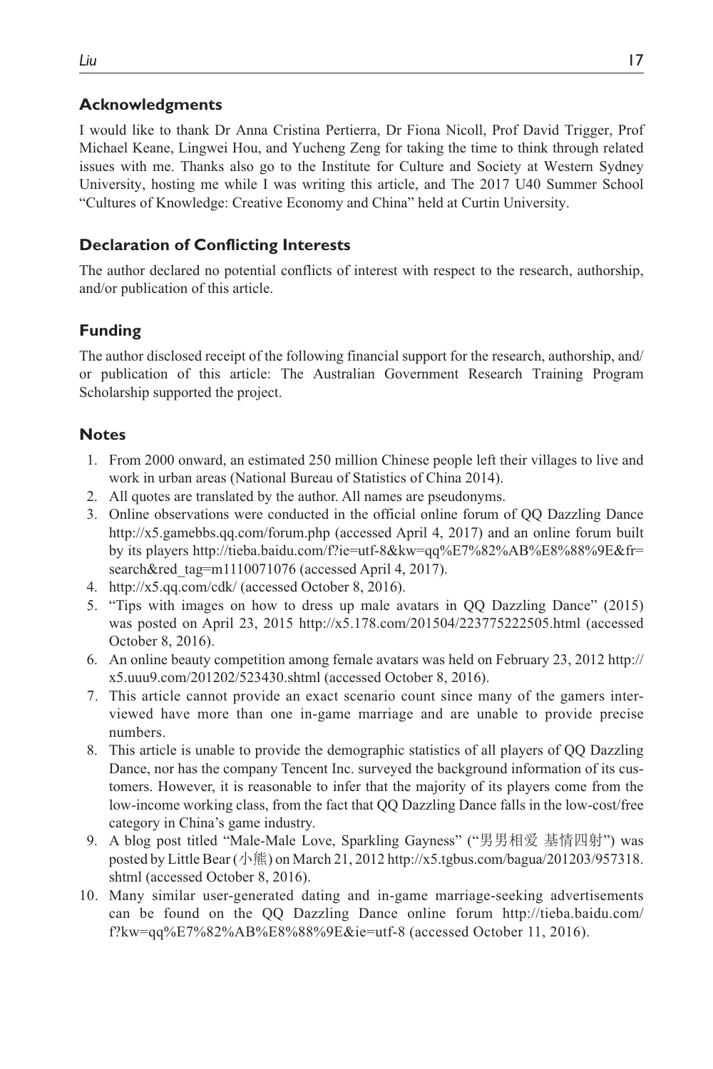## Acknowledgments

I would like to thank Dr Anna Cristina Pertierra, Dr Fiona Nicoll, Prof David Trigger, Prof Michael Keane, Lingwei Hou, and Yucheng Zeng for taking the time to think through related issues with me. Thanks also go to the Institute for Culture and Society at Western Sydney University, hosting me while I was writing this article, and The 2017 U40 Summer School "Cultures of Knowledge: Creative Economy and China" held at Curtin University.

## Declaration of Conflicting Interests

The author declared no potential conflicts of interest with respect to the research, authorship, and/or publication of this article.

## Funding

The author disclosed receipt of the following financial support for the research, authorship, and/or publication of this article: The Australian Government Research Training Program Scholarship supported the project.

## Notes

1. From 2000 onward, an estimated 250 million Chinese people left their villages to live and work in urban areas (National Bureau of Statistics of China 2014).
2. All quotes are translated by the author. All names are pseudonyms.
3. Online observations were conducted in the official online forum of QQ Dazzling Dance http://x5.gamebbs.qq.com/forum.php (accessed April 4, 2017) and an online forum built by its players http://tieba.baidu.com/f?ie=utf-8&kw=qq%E7%82%AB%E8%88%9E&fr=search&red_tag=m1110071076 (accessed April 4, 2017).
4. http://x5.qq.com/cdk/ (accessed October 8, 2016).
5. "Tips with images on how to dress up male avatars in QQ Dazzling Dance" (2015) was posted on April 23, 2015 http://x5.178.com/201504/223775222505.html (accessed October 8, 2016).
6. An online beauty competition among female avatars was held on February 23, 2012 http://x5.uuu9.com/201202/523430.shtml (accessed October 8, 2016).
7. This article cannot provide an exact scenario count since many of the gamers interviewed have more than one in-game marriage and are unable to provide precise numbers.
8. This article is unable to provide the demographic statistics of all players of QQ Dazzling Dance, nor has the company Tencent Inc. surveyed the background information of its customers. However, it is reasonable to infer that the majority of its players come from the low-income working class, from the fact that QQ Dazzling Dance falls in the low-cost/free category in China's game industry.
9. A blog post titled "Male-Male Love, Sparkling Gayness" ("男男相爱 基情四射") was posted by Little Bear (小熊) on March 21, 2012 http://x5.tgbus.com/bagua/201203/957318.shtml (accessed October 8, 2016).
10. Many similar user-generated dating and in-game marriage-seeking advertisements can be found on the QQ Dazzling Dance online forum http://tieba.baidu.com/f?kw=qq%E7%82%AB%E8%88%9E&ie=utf-8 (accessed October 11, 2016).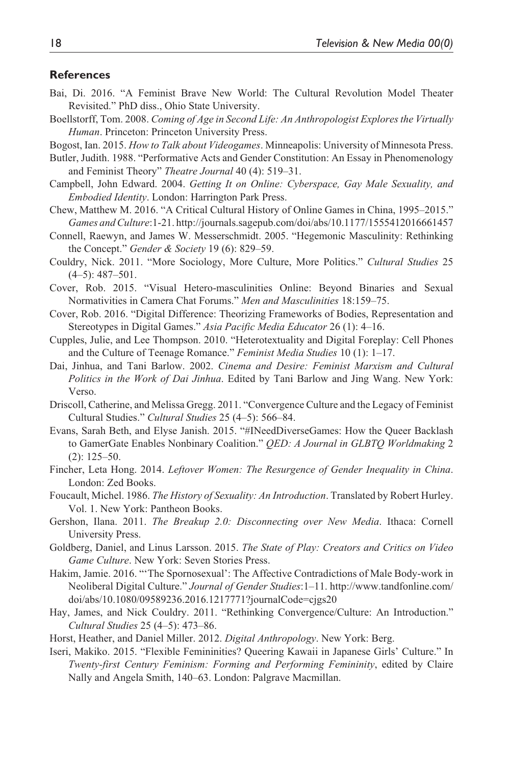### References

Bai, Di. 2016. "A Feminist Brave New World: The Cultural Revolution Model Theater Revisited." PhD diss., Ohio State University.

Boellstorff, Tom. 2008. *Coming of Age in Second Life: An Anthropologist Explores the Virtually Human*. Princeton: Princeton University Press.

Bogost, Ian. 2015. *How to Talk about Videogames*. Minneapolis: University of Minnesota Press.

Butler, Judith. 1988. "Performative Acts and Gender Constitution: An Essay in Phenomenology and Feminist Theory" *Theatre Journal* 40 (4): 519–31.

Campbell, John Edward. 2004. *Getting It on Online: Cyberspace, Gay Male Sexuality, and Embodied Identity*. London: Harrington Park Press.

Chew, Matthew M. 2016. "A Critical Cultural History of Online Games in China, 1995–2015." *Games and Culture*:1-21. http://journals.sagepub.com/doi/abs/10.1177/1555412016661457

Connell, Raewyn, and James W. Messerschmidt. 2005. "Hegemonic Masculinity: Rethinking the Concept." *Gender & Society* 19 (6): 829–59.

Couldry, Nick. 2011. "More Sociology, More Culture, More Politics." *Cultural Studies* 25 (4–5): 487–501.

Cover, Rob. 2015. "Visual Hetero-masculinities Online: Beyond Binaries and Sexual Normativities in Camera Chat Forums." *Men and Masculinities* 18:159–75.

Cover, Rob. 2016. "Digital Difference: Theorizing Frameworks of Bodies, Representation and Stereotypes in Digital Games." *Asia Pacific Media Educator* 26 (1): 4–16.

Cupples, Julie, and Lee Thompson. 2010. "Heterotextuality and Digital Foreplay: Cell Phones and the Culture of Teenage Romance." *Feminist Media Studies* 10 (1): 1–17.

Dai, Jinhua, and Tani Barlow. 2002. *Cinema and Desire: Feminist Marxism and Cultural Politics in the Work of Dai Jinhua*. Edited by Tani Barlow and Jing Wang. New York: Verso.

Driscoll, Catherine, and Melissa Gregg. 2011. "Convergence Culture and the Legacy of Feminist Cultural Studies." *Cultural Studies* 25 (4–5): 566–84.

Evans, Sarah Beth, and Elyse Janish. 2015. "#INeedDiverseGames: How the Queer Backlash to GamerGate Enables Nonbinary Coalition." *QED: A Journal in GLBTQ Worldmaking* 2 (2): 125–50.

Fincher, Leta Hong. 2014. *Leftover Women: The Resurgence of Gender Inequality in China*. London: Zed Books.

Foucault, Michel. 1986. *The History of Sexuality: An Introduction*. Translated by Robert Hurley. Vol. 1. New York: Pantheon Books.

Gershon, Ilana. 2011. *The Breakup 2.0: Disconnecting over New Media*. Ithaca: Cornell University Press.

Goldberg, Daniel, and Linus Larsson. 2015. *The State of Play: Creators and Critics on Video Game Culture*. New York: Seven Stories Press.

Hakim, Jamie. 2016. "'The Spornosexual': The Affective Contradictions of Male Body-work in Neoliberal Digital Culture." *Journal of Gender Studies*:1–11. http://www.tandfonline.com/doi/abs/10.1080/09589236.2016.1217771?journalCode=cjgs20

Hay, James, and Nick Couldry. 2011. "Rethinking Convergence/Culture: An Introduction." *Cultural Studies* 25 (4–5): 473–86.

Horst, Heather, and Daniel Miller. 2012. *Digital Anthropology*. New York: Berg.

Iseri, Makiko. 2015. "Flexible Femininities? Queering Kawaii in Japanese Girls' Culture." In *Twenty-first Century Feminism: Forming and Performing Femininity*, edited by Claire Nally and Angela Smith, 140–63. London: Palgrave Macmillan.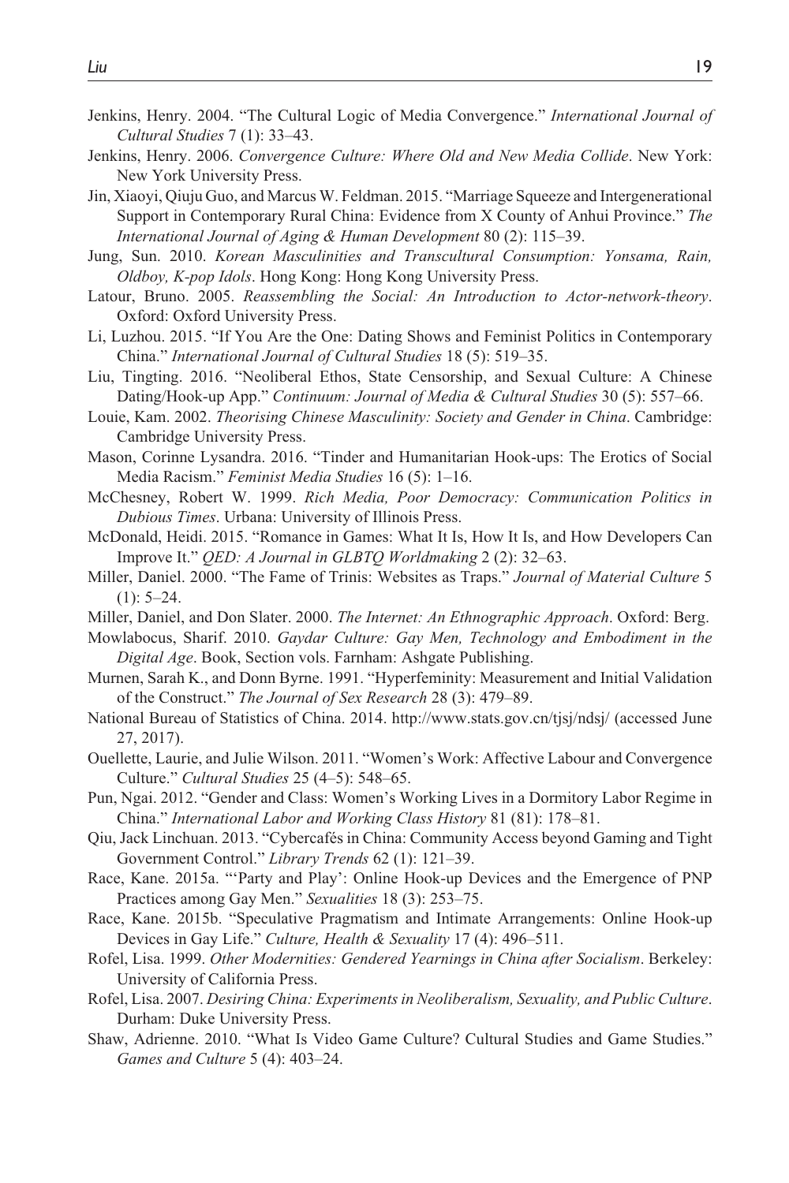Jenkins, Henry. 2004. "The Cultural Logic of Media Convergence." *International Journal of Cultural Studies* 7 (1): 33–43.

Jenkins, Henry. 2006. *Convergence Culture: Where Old and New Media Collide*. New York: New York University Press.

Jin, Xiaoyi, Qiuju Guo, and Marcus W. Feldman. 2015. "Marriage Squeeze and Intergenerational Support in Contemporary Rural China: Evidence from X County of Anhui Province." *The International Journal of Aging & Human Development* 80 (2): 115–39.

Jung, Sun. 2010. *Korean Masculinities and Transcultural Consumption: Yonsama, Rain, Oldboy, K-pop Idols*. Hong Kong: Hong Kong University Press.

Latour, Bruno. 2005. *Reassembling the Social: An Introduction to Actor-network-theory*. Oxford: Oxford University Press.

Li, Luzhou. 2015. "If You Are the One: Dating Shows and Feminist Politics in Contemporary China." *International Journal of Cultural Studies* 18 (5): 519–35.

Liu, Tingting. 2016. "Neoliberal Ethos, State Censorship, and Sexual Culture: A Chinese Dating/Hook-up App." *Continuum: Journal of Media & Cultural Studies* 30 (5): 557–66.

Louie, Kam. 2002. *Theorising Chinese Masculinity: Society and Gender in China*. Cambridge: Cambridge University Press.

Mason, Corinne Lysandra. 2016. "Tinder and Humanitarian Hook-ups: The Erotics of Social Media Racism." *Feminist Media Studies* 16 (5): 1–16.

McChesney, Robert W. 1999. *Rich Media, Poor Democracy: Communication Politics in Dubious Times*. Urbana: University of Illinois Press.

McDonald, Heidi. 2015. "Romance in Games: What It Is, How It Is, and How Developers Can Improve It." *QED: A Journal in GLBTQ Worldmaking* 2 (2): 32–63.

Miller, Daniel. 2000. "The Fame of Trinis: Websites as Traps." *Journal of Material Culture* 5 (1): 5–24.

Miller, Daniel, and Don Slater. 2000. *The Internet: An Ethnographic Approach*. Oxford: Berg.

Mowlabocus, Sharif. 2010. *Gaydar Culture: Gay Men, Technology and Embodiment in the Digital Age*. Book, Section vols. Farnham: Ashgate Publishing.

Murnen, Sarah K., and Donn Byrne. 1991. "Hyperfeminity: Measurement and Initial Validation of the Construct." *The Journal of Sex Research* 28 (3): 479–89.

National Bureau of Statistics of China. 2014. http://www.stats.gov.cn/tjsj/ndsj/ (accessed June 27, 2017).

Ouellette, Laurie, and Julie Wilson. 2011. "Women's Work: Affective Labour and Convergence Culture." *Cultural Studies* 25 (4–5): 548–65.

Pun, Ngai. 2012. "Gender and Class: Women's Working Lives in a Dormitory Labor Regime in China." *International Labor and Working Class History* 81 (81): 178–81.

Qiu, Jack Linchuan. 2013. "Cybercafés in China: Community Access beyond Gaming and Tight Government Control." *Library Trends* 62 (1): 121–39.

Race, Kane. 2015a. "'Party and Play': Online Hook-up Devices and the Emergence of PNP Practices among Gay Men." *Sexualities* 18 (3): 253–75.

Race, Kane. 2015b. "Speculative Pragmatism and Intimate Arrangements: Online Hook-up Devices in Gay Life." *Culture, Health & Sexuality* 17 (4): 496–511.

Rofel, Lisa. 1999. *Other Modernities: Gendered Yearnings in China after Socialism*. Berkeley: University of California Press.

Rofel, Lisa. 2007. *Desiring China: Experiments in Neoliberalism, Sexuality, and Public Culture*. Durham: Duke University Press.

Shaw, Adrienne. 2010. "What Is Video Game Culture? Cultural Studies and Game Studies." *Games and Culture* 5 (4): 403–24.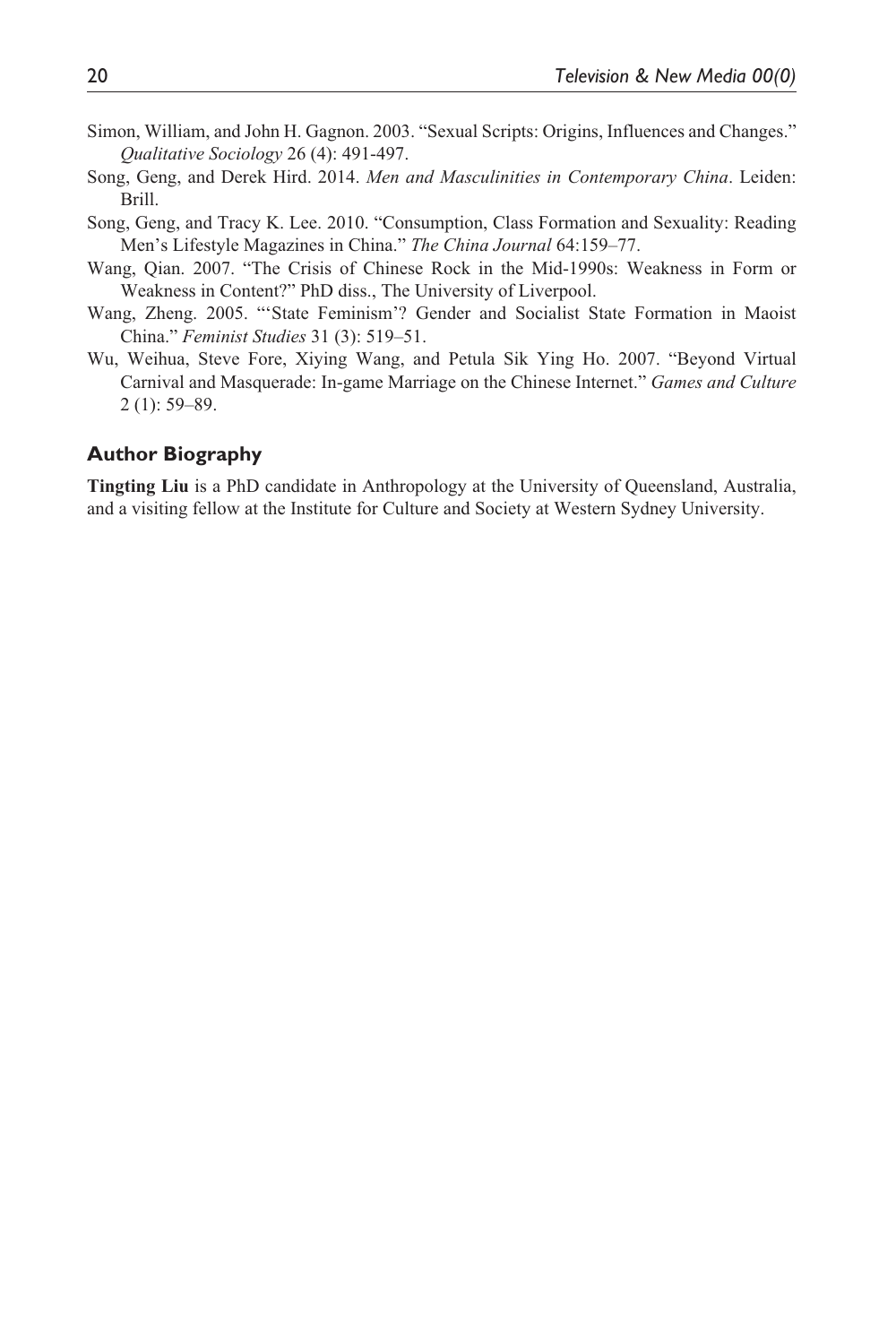Simon, William, and John H. Gagnon. 2003. "Sexual Scripts: Origins, Influences and Changes." *Qualitative Sociology* 26 (4): 491-497.

Song, Geng, and Derek Hird. 2014. *Men and Masculinities in Contemporary China*. Leiden: Brill.

Song, Geng, and Tracy K. Lee. 2010. "Consumption, Class Formation and Sexuality: Reading Men's Lifestyle Magazines in China." *The China Journal* 64:159–77.

Wang, Qian. 2007. "The Crisis of Chinese Rock in the Mid-1990s: Weakness in Form or Weakness in Content?" PhD diss., The University of Liverpool.

Wang, Zheng. 2005. "'State Feminism'? Gender and Socialist State Formation in Maoist China." *Feminist Studies* 31 (3): 519–51.

Wu, Weihua, Steve Fore, Xiying Wang, and Petula Sik Ying Ho. 2007. "Beyond Virtual Carnival and Masquerade: In-game Marriage on the Chinese Internet." *Games and Culture* 2 (1): 59–89.

## Author Biography

**Tingting Liu** is a PhD candidate in Anthropology at the University of Queensland, Australia, and a visiting fellow at the Institute for Culture and Society at Western Sydney University.